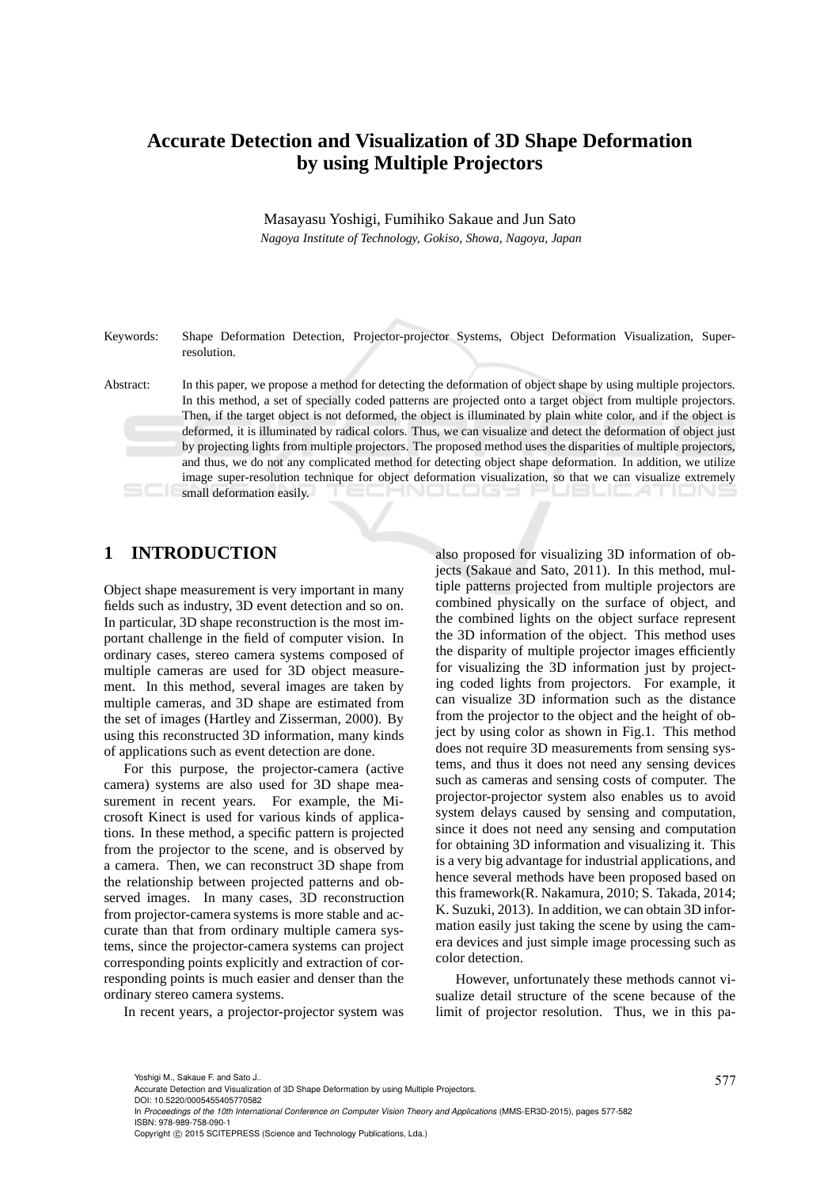# Accurate Detection and Visualization of 3D Shape Deformation by using Multiple Projectors

Masayasu Yoshigi, Fumihiko Sakaue and Jun Sato

*Nagoya Institute of Technology, Gokiso, Showa, Nagoya, Japan*

Keywords: Shape Deformation Detection, Projector-projector Systems, Object Deformation Visualization, Super-resolution.

Abstract: In this paper, we propose a method for detecting the deformation of object shape by using multiple projectors. In this method, a set of specially coded patterns are projected onto a target object from multiple projectors. Then, if the target object is not deformed, the object is illuminated by plain white color, and if the object is deformed, it is illuminated by radical colors. Thus, we can visualize and detect the deformation of object just by projecting lights from multiple projectors. The proposed method uses the disparities of multiple projectors, and thus, we do not any complicated method for detecting object shape deformation. In addition, we utilize image super-resolution technique for object deformation visualization, so that we can visualize extremely small deformation easily.

## 1 INTRODUCTION

Object shape measurement is very important in many fields such as industry, 3D event detection and so on. In particular, 3D shape reconstruction is the most important challenge in the field of computer vision. In ordinary cases, stereo camera systems composed of multiple cameras are used for 3D object measurement. In this method, several images are taken by multiple cameras, and 3D shape are estimated from the set of images (Hartley and Zisserman, 2000). By using this reconstructed 3D information, many kinds of applications such as event detection are done.

For this purpose, the projector-camera (active camera) systems are also used for 3D shape measurement in recent years. For example, the Microsoft Kinect is used for various kinds of applications. In these method, a specific pattern is projected from the projector to the scene, and is observed by a camera. Then, we can reconstruct 3D shape from the relationship between projected patterns and observed images. In many cases, 3D reconstruction from projector-camera systems is more stable and accurate than that from ordinary multiple camera systems, since the projector-camera systems can project corresponding points explicitly and extraction of corresponding points is much easier and denser than the ordinary stereo camera systems.

In recent years, a projector-projector system was also proposed for visualizing 3D information of objects (Sakaue and Sato, 2011). In this method, multiple patterns projected from multiple projectors are combined physically on the surface of object, and the combined lights on the object surface represent the 3D information of the object. This method uses the disparity of multiple projector images efficiently for visualizing the 3D information just by projecting coded lights from projectors. For example, it can visualize 3D information such as the distance from the projector to the object and the height of object by using color as shown in Fig.1. This method does not require 3D measurements from sensing systems, and thus it does not need any sensing devices such as cameras and sensing costs of computer. The projector-projector system also enables us to avoid system delays caused by sensing and computation, since it does not need any sensing and computation for obtaining 3D information and visualizing it. This is a very big advantage for industrial applications, and hence several methods have been proposed based on this framework(R. Nakamura, 2010; S. Takada, 2014; K. Suzuki, 2013). In addition, we can obtain 3D information easily just taking the scene by using the camera devices and just simple image processing such as color detection.

However, unfortunately these methods cannot visualize detail structure of the scene because of the limit of projector resolution. Thus, we in this pa-

Yoshigi M., Sakaue F. and Sato J..
Accurate Detection and Visualization of 3D Shape Deformation by using Multiple Projectors.
DOI: 10.5220/0005455405770582
In *Proceedings of the 10th International Conference on Computer Vision Theory and Applications* (MMS-ER3D-2015), pages 577-582
ISBN: 978-989-758-090-1
Copyright © 2015 SCITEPRESS (Science and Technology Publications, Lda.)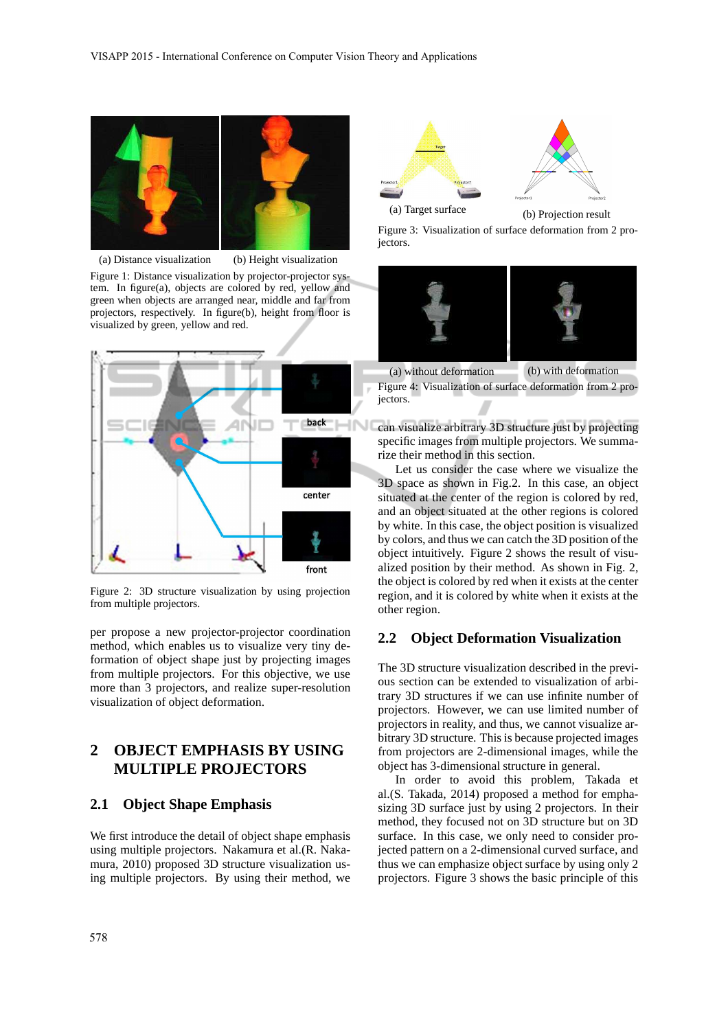(a) Distance visualization (b) Height visualization

Figure 1: Distance visualization by projector-projector system. In figure(a), objects are colored by red, yellow and green when objects are arranged near, middle and far from projectors, respectively. In figure(b), height from floor is visualized by green, yellow and red.

Figure 2: 3D structure visualization by using projection from multiple projectors.

per propose a new projector-projector coordination method, which enables us to visualize very tiny deformation of object shape just by projecting images from multiple projectors. For this objective, we use more than 3 projectors, and realize super-resolution visualization of object deformation.

## 2 OBJECT EMPHASIS BY USING MULTIPLE PROJECTORS

### 2.1 Object Shape Emphasis

We first introduce the detail of object shape emphasis using multiple projectors. Nakamura et al.(R. Nakamura, 2010) proposed 3D structure visualization using multiple projectors. By using their method, we can visualize arbitrary 3D structure just by projecting specific images from multiple projectors. We summarize their method in this section.

Let us consider the case where we visualize the 3D space as shown in Fig.2. In this case, an object situated at the center of the region is colored by red, and an object situated at the other regions is colored by white. In this case, the object position is visualized by colors, and thus we can catch the 3D position of the object intuitively. Figure 2 shows the result of visualized position by their method. As shown in Fig. 2, the object is colored by red when it exists at the center region, and it is colored by white when it exists at the other region.

(a) Target surface (b) Projection result

Figure 3: Visualization of surface deformation from 2 projectors.

(a) without deformation (b) with deformation

Figure 4: Visualization of surface deformation from 2 projectors.

### 2.2 Object Deformation Visualization

The 3D structure visualization described in the previous section can be extended to visualization of arbitrary 3D structures if we can use infinite number of projectors. However, we can use limited number of projectors in reality, and thus, we cannot visualize arbitrary 3D structure. This is because projected images from projectors are 2-dimensional images, while the object has 3-dimensional structure in general.

In order to avoid this problem, Takada et al.(S. Takada, 2014) proposed a method for emphasizing 3D surface just by using 2 projectors. In their method, they focused not on 3D structure but on 3D surface. In this case, we only need to consider projected pattern on a 2-dimensional curved surface, and thus we can emphasize object surface by using only 2 projectors. Figure 3 shows the basic principle of this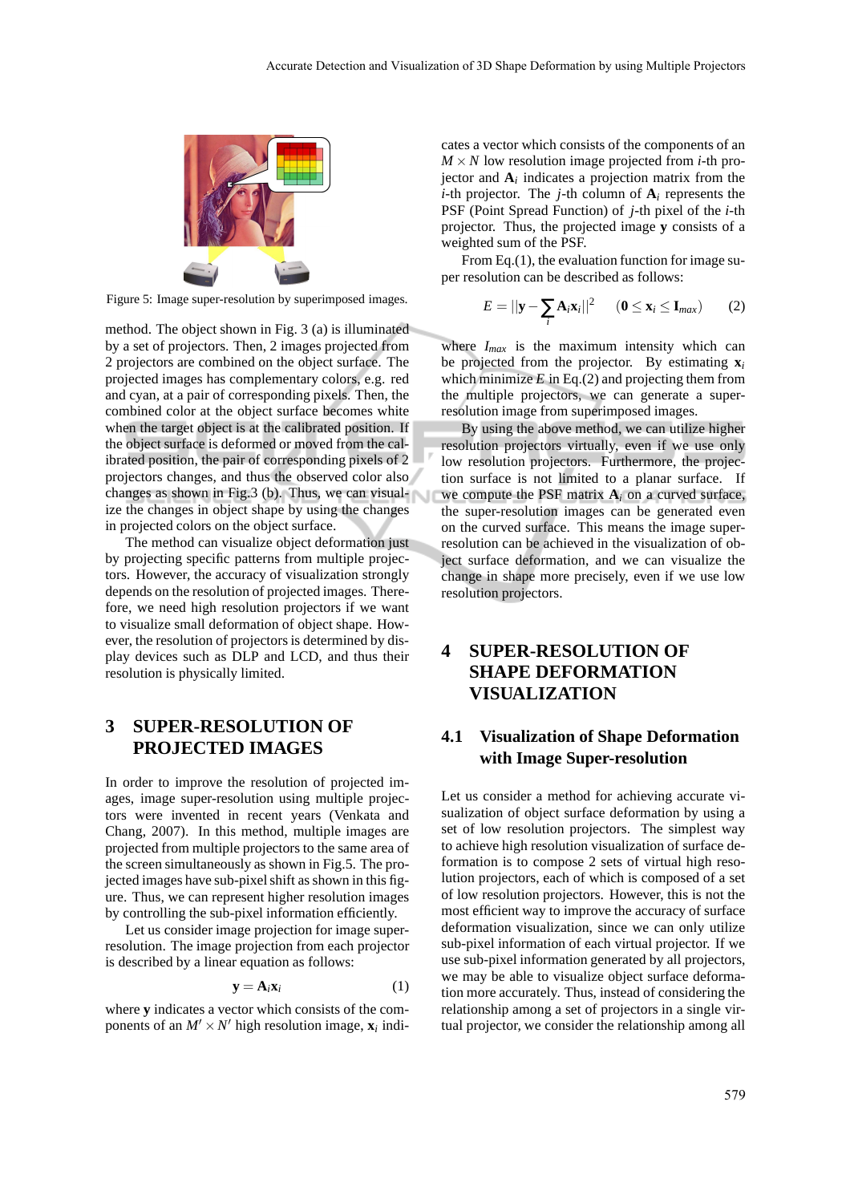Figure 5: Image super-resolution by superimposed images.

method. The object shown in Fig. 3 (a) is illuminated by a set of projectors. Then, 2 images projected from 2 projectors are combined on the object surface. The projected images has complementary colors, e.g. red and cyan, at a pair of corresponding pixels. Then, the combined color at the object surface becomes white when the target object is at the calibrated position. If the object surface is deformed or moved from the calibrated position, the pair of corresponding pixels of 2 projectors changes, and thus the observed color also changes as shown in Fig.3 (b). Thus, we can visualize the changes in object shape by using the changes in projected colors on the object surface.

The method can visualize object deformation just by projecting specific patterns from multiple projectors. However, the accuracy of visualization strongly depends on the resolution of projected images. Therefore, we need high resolution projectors if we want to visualize small deformation of object shape. However, the resolution of projectors is determined by display devices such as DLP and LCD, and thus their resolution is physically limited.

# 3 SUPER-RESOLUTION OF PROJECTED IMAGES

In order to improve the resolution of projected images, image super-resolution using multiple projectors were invented in recent years (Venkata and Chang, 2007). In this method, multiple images are projected from multiple projectors to the same area of the screen simultaneously as shown in Fig.5. The projected images have sub-pixel shift as shown in this figure. Thus, we can represent higher resolution images by controlling the sub-pixel information efficiently.

Let us consider image projection for image super-resolution. The image projection from each projector is described by a linear equation as follows:

$$\mathbf{y} = \mathbf{A}_i \mathbf{x}_i \tag{1}$$

where $\mathbf{y}$ indicates a vector which consists of the components of an $M' \times N'$ high resolution image, $\mathbf{x}_i$ indicates a vector which consists of the components of an $M \times N$ low resolution image projected from $i$-th projector and $\mathbf{A}_i$ indicates a projection matrix from the $i$-th projector. The $j$-th column of $\mathbf{A}_i$ represents the PSF (Point Spread Function) of $j$-th pixel of the $i$-th projector. Thus, the projected image $\mathbf{y}$ consists of a weighted sum of the PSF.

From Eq.(1), the evaluation function for image super resolution can be described as follows:

$$E = ||\mathbf{y} - \sum_i \mathbf{A}_i \mathbf{x}_i||^2 \quad (\mathbf{0} \leq \mathbf{x}_i \leq \mathbf{I}_{max}) \tag{2}$$

where $I_{max}$ is the maximum intensity which can be projected from the projector. By estimating $\mathbf{x}_i$ which minimize $E$ in Eq.(2) and projecting them from the multiple projectors, we can generate a super-resolution image from superimposed images.

By using the above method, we can utilize higher resolution projectors virtually, even if we use only low resolution projectors. Furthermore, the projection surface is not limited to a planar surface. If we compute the PSF matrix $\mathbf{A}_i$ on a curved surface, the super-resolution images can be generated even on the curved surface. This means the image super-resolution can be achieved in the visualization of object surface deformation, and we can visualize the change in shape more precisely, even if we use low resolution projectors.

# 4 SUPER-RESOLUTION OF SHAPE DEFORMATION VISUALIZATION

## 4.1 Visualization of Shape Deformation with Image Super-resolution

Let us consider a method for achieving accurate visualization of object surface deformation by using a set of low resolution projectors. The simplest way to achieve high resolution visualization of surface deformation is to compose 2 sets of virtual high resolution projectors, each of which is composed of a set of low resolution projectors. However, this is not the most efficient way to improve the accuracy of surface deformation visualization, since we can only utilize sub-pixel information of each virtual projector. If we use sub-pixel information generated by all projectors, we may be able to visualize object surface deformation more accurately. Thus, instead of considering the relationship among a set of projectors in a single virtual projector, we consider the relationship among all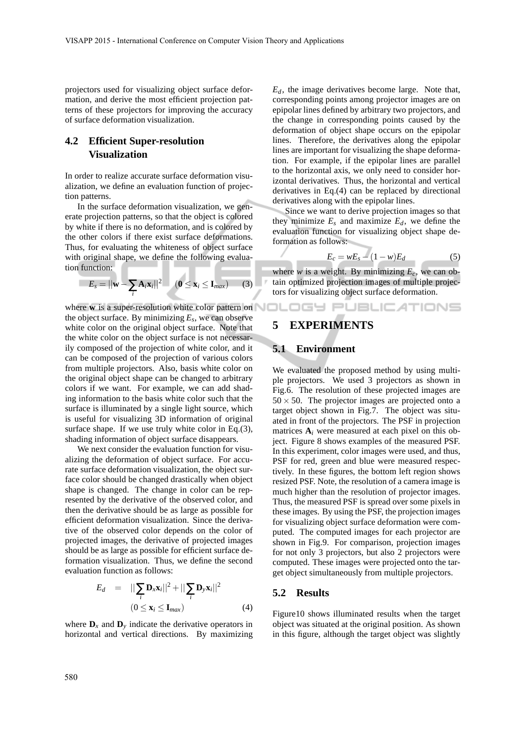projectors used for visualizing object surface deformation, and derive the most efficient projection patterns of these projectors for improving the accuracy of surface deformation visualization.

### 4.2 Efficient Super-resolution Visualization

In order to realize accurate surface deformation visualization, we define an evaluation function of projection patterns.

In the surface deformation visualization, we generate projection patterns, so that the object is colored by white if there is no deformation, and is colored by the other colors if there exist surface deformations. Thus, for evaluating the whiteness of object surface with original shape, we define the following evaluation function:

$$E_s = ||\mathbf{w} - \sum_i \mathbf{A}_i \mathbf{x}_i||^2 \quad (\mathbf{0} \leq \mathbf{x}_i \leq \mathbf{I}_{max}) \tag{3}$$

where $\mathbf{w}$ is a super-resolution white color pattern on the object surface. By minimizing $E_s$, we can observe white color on the original object surface. Note that the white color on the object surface is not necessarily composed of the projection of white color, and it can be composed of the projection of various colors from multiple projectors. Also, basis white color on the original object shape can be changed to arbitrary colors if we want. For example, we can add shading information to the basis white color such that the surface is illuminated by a single light source, which is useful for visualizing 3D information of original surface shape. If we use truly white color in Eq.(3), shading information of object surface disappears.

We next consider the evaluation function for visualizing the deformation of object surface. For accurate surface deformation visualization, the object surface color should be changed drastically when object shape is changed. The change in color can be represented by the derivative of the observed color, and then the derivative should be as large as possible for efficient deformation visualization. Since the derivative of the observed color depends on the color of projected images, the derivative of projected images should be as large as possible for efficient surface deformation visualization. Thus, we define the second evaluation function as follows:

$$E_d = ||\sum_i \mathbf{D}_x \mathbf{x}_i||^2 + ||\sum_i \mathbf{D}_y \mathbf{x}_i||^2 \quad (0 \leq \mathbf{x}_i \leq \mathbf{I}_{max}) \tag{4}$$

where $\mathbf{D}_x$ and $\mathbf{D}_y$ indicate the derivative operators in horizontal and vertical directions. By maximizing $E_d$, the image derivatives become large. Note that, corresponding points among projector images are on epipolar lines defined by arbitrary two projectors, and the change in corresponding points caused by the deformation of object shape occurs on the epipolar lines. Therefore, the derivatives along the epipolar lines are important for visualizing the shape deformation. For example, if the epipolar lines are parallel to the horizontal axis, we only need to consider horizontal derivatives. Thus, the horizontal and vertical derivatives in Eq.(4) can be replaced by directional derivatives along with the epipolar lines.

Since we want to derive projection images so that they minimize $E_s$ and maximize $E_d$, we define the evaluation function for visualizing object shape deformation as follows:

$$E_c = wE_s - (1-w)E_d \tag{5}$$

where $w$ is a weight. By minimizing $E_c$, we can obtain optimized projection images of multiple projectors for visualizing object surface deformation.

## 5 EXPERIMENTS

### 5.1 Environment

We evaluated the proposed method by using multiple projectors. We used 3 projectors as shown in Fig.6. The resolution of these projected images are $50 \times 50$. The projector images are projected onto a target object shown in Fig.7. The object was situated in front of the projectors. The PSF in projection matrices $\mathbf{A}_i$ were measured at each pixel on this object. Figure 8 shows examples of the measured PSF. In this experiment, color images were used, and thus, PSF for red, green and blue were measured respectively. In these figures, the bottom left region shows resized PSF. Note, the resolution of a camera image is much higher than the resolution of projector images. Thus, the measured PSF is spread over some pixels in these images. By using the PSF, the projection images for visualizing object surface deformation were computed. The computed images for each projector are shown in Fig.9. For comparison, projection images for not only 3 projectors, but also 2 projectors were computed. These images were projected onto the target object simultaneously from multiple projectors.

### 5.2 Results

Figure10 shows illuminated results when the target object was situated at the original position. As shown in this figure, although the target object was slightly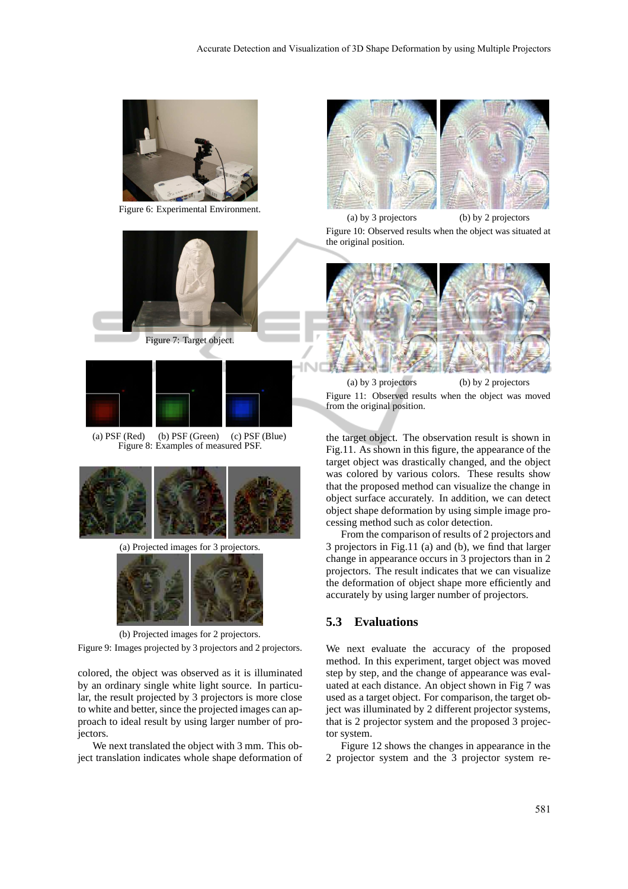Figure 6: Experimental Environment.

Figure 7: Target object.

(a) PSF (Red) (b) PSF (Green) (c) PSF (Blue)
Figure 8: Examples of measured PSF.

(a) Projected images for 3 projectors.

(b) Projected images for 2 projectors.

Figure 9: Images projected by 3 projectors and 2 projectors.

colored, the object was observed as it is illuminated by an ordinary single white light source. In particular, the result projected by 3 projectors is more close to white and better, since the projected images can approach to ideal result by using larger number of projectors.

We next translated the object with 3 mm. This object translation indicates whole shape deformation of the target object. The observation result is shown in Fig.11. As shown in this figure, the appearance of the target object was drastically changed, and the object was colored by various colors. These results show that the proposed method can visualize the change in object surface accurately. In addition, we can detect object shape deformation by using simple image processing method such as color detection.

(a) by 3 projectors (b) by 2 projectors
Figure 10: Observed results when the object was situated at the original position.

(a) by 3 projectors (b) by 2 projectors
Figure 11: Observed results when the object was moved from the original position.

From the comparison of results of 2 projectors and 3 projectors in Fig.11 (a) and (b), we find that larger change in appearance occurs in 3 projectors than in 2 projectors. The result indicates that we can visualize the deformation of object shape more efficiently and accurately by using larger number of projectors.

## 5.3 Evaluations

We next evaluate the accuracy of the proposed method. In this experiment, target object was moved step by step, and the change of appearance was evaluated at each distance. An object shown in Fig 7 was used as a target object. For comparison, the target object was illuminated by 2 different projector systems, that is 2 projector system and the proposed 3 projector system.

Figure 12 shows the changes in appearance in the 2 projector system and the 3 projector system re-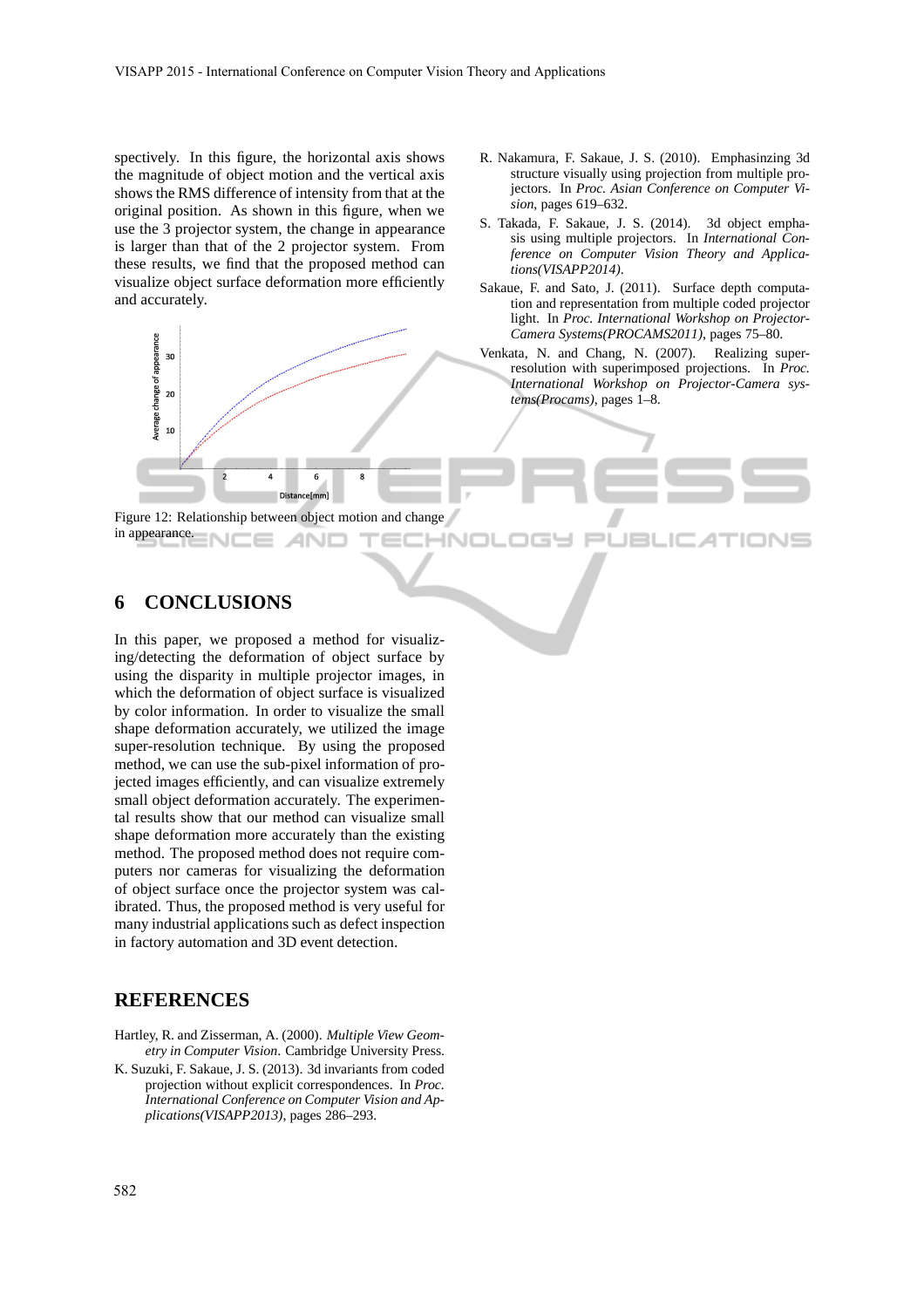spectively. In this figure, the horizontal axis shows the magnitude of object motion and the vertical axis shows the RMS difference of intensity from that at the original position. As shown in this figure, when we use the 3 projector system, the change in appearance is larger than that of the 2 projector system. From these results, we find that the proposed method can visualize object surface deformation more efficiently and accurately.

Average change of appearance

30

20

10

2

4

6

8

Distance[mm]

Figure 12: Relationship between object motion and change in appearance.

## 6 CONCLUSIONS

In this paper, we proposed a method for visualizing/detecting the deformation of object surface by using the disparity in multiple projector images, in which the deformation of object surface is visualized by color information. In order to visualize the small shape deformation accurately, we utilized the image super-resolution technique. By using the proposed method, we can use the sub-pixel information of projected images efficiently, and can visualize extremely small object deformation accurately. The experimental results show that our method can visualize small shape deformation more accurately than the existing method. The proposed method does not require computers nor cameras for visualizing the deformation of object surface once the projector system was calibrated. Thus, the proposed method is very useful for many industrial applications such as defect inspection in factory automation and 3D event detection.

## REFERENCES

Hartley, R. and Zisserman, A. (2000). *Multiple View Geometry in Computer Vision*. Cambridge University Press.

K. Suzuki, F. Sakaue, J. S. (2013). 3d invariants from coded projection without explicit correspondences. In *Proc. International Conference on Computer Vision and Applications(VISAPP2013)*, pages 286–293.

R. Nakamura, F. Sakaue, J. S. (2010). Emphasinzing 3d structure visually using projection from multiple projectors. In *Proc. Asian Conference on Computer Vision*, pages 619–632.

S. Takada, F. Sakaue, J. S. (2014). 3d object emphasis using multiple projectors. In *International Conference on Computer Vision Theory and Applications(VISAPP2014)*.

Sakaue, F. and Sato, J. (2011). Surface depth computation and representation from multiple coded projector light. In *Proc. International Workshop on Projector-Camera Systems(PROCAMS2011)*, pages 75–80.

Venkata, N. and Chang, N. (2007). Realizing super-resolution with superimposed projections. In *Proc. International Workshop on Projector-Camera systems(Procams)*, pages 1–8.